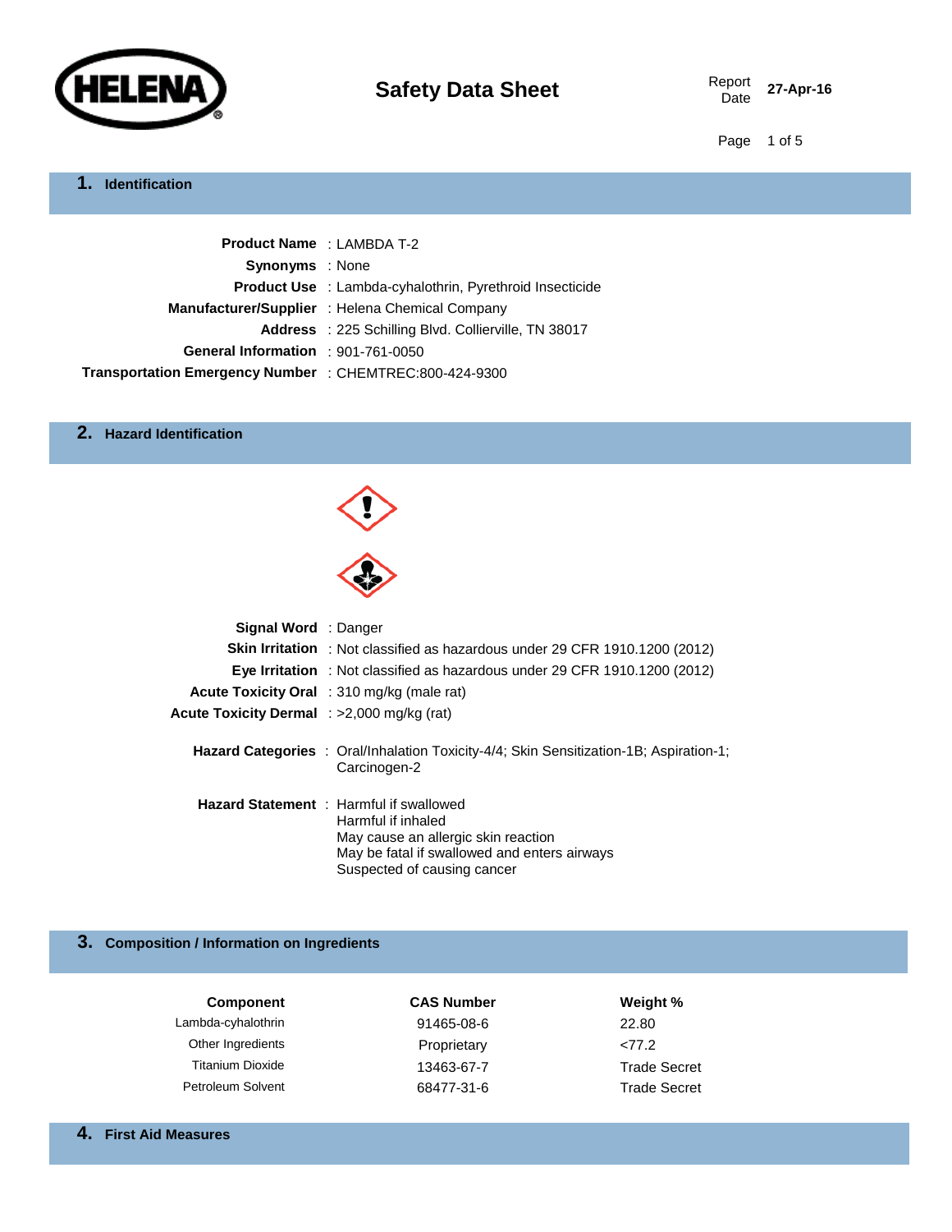HELENA

# Safety Data Sheet

Report Date: 27-Apr-16

## 1. Identification

**Product Name** : LAMBDA T-2

**Synonyms** : None

**Product Use** : Lambda-cyhalothrin, Pyrethroid Insecticide

**Manufacturer/Supplier** : Helena Chemical Company

**Address** : 225 Schilling Blvd. Collierville, TN 38017

**General Information** : 901-761-0050

**Transportation Emergency Number** : CHEMTREC:800-424-9300

## 2. Hazard Identification

**Signal Word** : Danger

**Skin Irritation** : Not classified as hazardous under 29 CFR 1910.1200 (2012)

**Eye Irritation** : Not classified as hazardous under 29 CFR 1910.1200 (2012)

**Acute Toxicity Oral** : 310 mg/kg (male rat)

**Acute Toxicity Dermal** : >2,000 mg/kg (rat)

**Hazard Categories** : Oral/Inhalation Toxicity-4/4; Skin Sensitization-1B; Aspiration-1; Carcinogen-2

**Hazard Statement** :
Harmful if swallowed
Harmful if inhaled
May cause an allergic skin reaction
May be fatal if swallowed and enters airways
Suspected of causing cancer

## 3. Composition / Information on Ingredients

| Component | CAS Number | Weight % |
|---|---|---|
| Lambda-cyhalothrin | 91465-08-6 | 22.80 |
| Other Ingredients | Proprietary | <77.2 |
| Titanium Dioxide | 13463-67-7 | Trade Secret |
| Petroleum Solvent | 68477-31-6 | Trade Secret |

## 4. First Aid Measures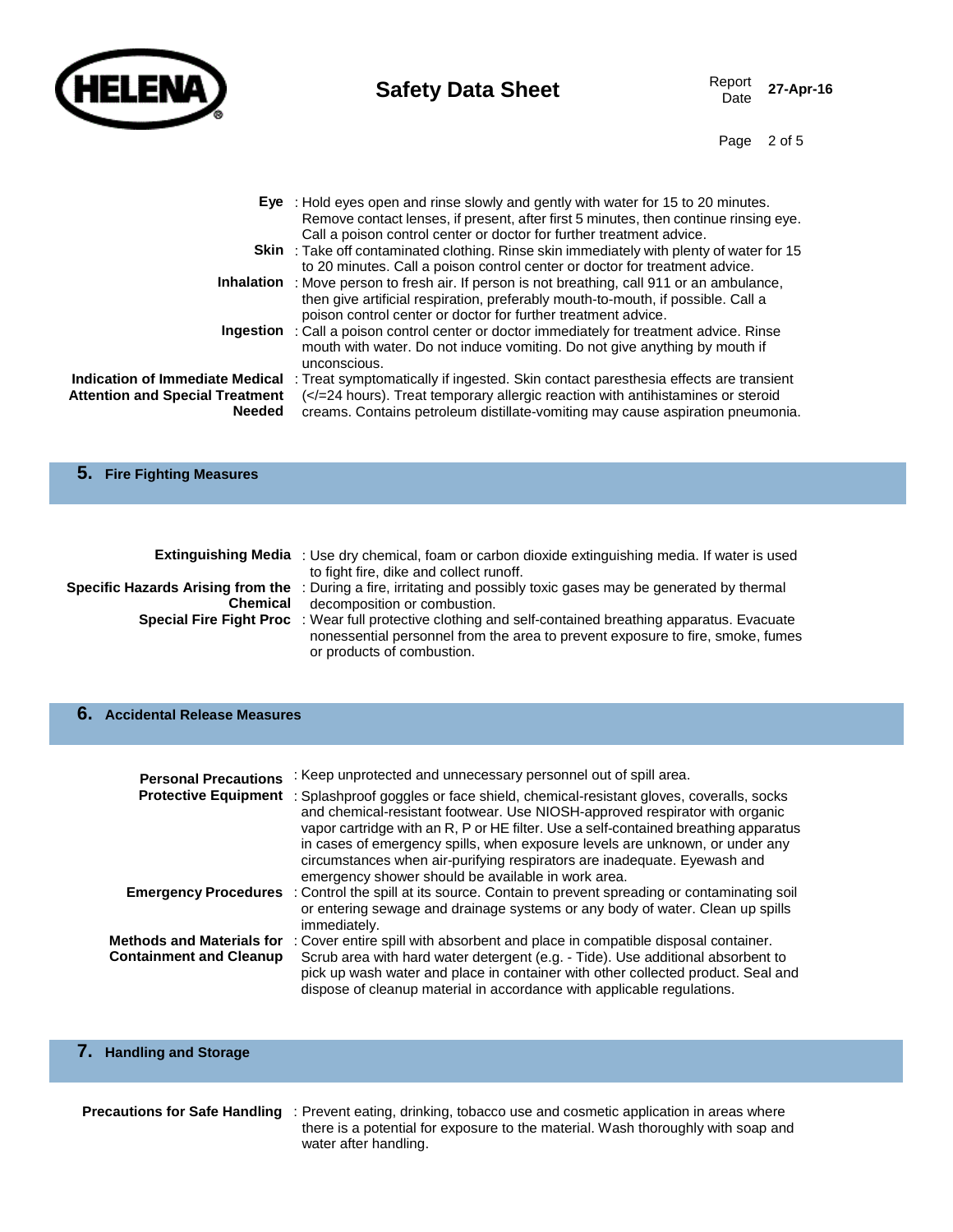**Eye** : Hold eyes open and rinse slowly and gently with water for 15 to 20 minutes. Remove contact lenses, if present, after first 5 minutes, then continue rinsing eye. Call a poison control center or doctor for further treatment advice.

**Skin** : Take off contaminated clothing. Rinse skin immediately with plenty of water for 15 to 20 minutes. Call a poison control center or doctor for treatment advice.

**Inhalation** : Move person to fresh air. If person is not breathing, call 911 or an ambulance, then give artificial respiration, preferably mouth-to-mouth, if possible. Call a poison control center or doctor for further treatment advice.

**Ingestion** : Call a poison control center or doctor immediately for treatment advice. Rinse mouth with water. Do not induce vomiting. Do not give anything by mouth if unconscious.

**Indication of Immediate Medical Attention and Special Treatment Needed** : Treat symptomatically if ingested. Skin contact paresthesia effects are transient (</=24 hours). Treat temporary allergic reaction with antihistamines or steroid creams. Contains petroleum distillate-vomiting may cause aspiration pneumonia.

## 5. Fire Fighting Measures

**Extinguishing Media** : Use dry chemical, foam or carbon dioxide extinguishing media. If water is used to fight fire, dike and collect runoff.

**Specific Hazards Arising from the Chemical** : During a fire, irritating and possibly toxic gases may be generated by thermal decomposition or combustion.

**Special Fire Fight Proc** : Wear full protective clothing and self-contained breathing apparatus. Evacuate nonessential personnel from the area to prevent exposure to fire, smoke, fumes or products of combustion.

## 6. Accidental Release Measures

**Personal Precautions** : Keep unprotected and unnecessary personnel out of spill area.

**Protective Equipment** : Splashproof goggles or face shield, chemical-resistant gloves, coveralls, socks and chemical-resistant footwear. Use NIOSH-approved respirator with organic vapor cartridge with an R, P or HE filter. Use a self-contained breathing apparatus in cases of emergency spills, when exposure levels are unknown, or under any circumstances when air-purifying respirators are inadequate. Eyewash and emergency shower should be available in work area.

**Emergency Procedures** : Control the spill at its source. Contain to prevent spreading or contaminating soil or entering sewage and drainage systems or any body of water. Clean up spills immediately.

**Methods and Materials for Containment and Cleanup** : Cover entire spill with absorbent and place in compatible disposal container. Scrub area with hard water detergent (e.g. - Tide). Use additional absorbent to pick up wash water and place in container with other collected product. Seal and dispose of cleanup material in accordance with applicable regulations.

## 7. Handling and Storage

**Precautions for Safe Handling** : Prevent eating, drinking, tobacco use and cosmetic application in areas where there is a potential for exposure to the material. Wash thoroughly with soap and water after handling.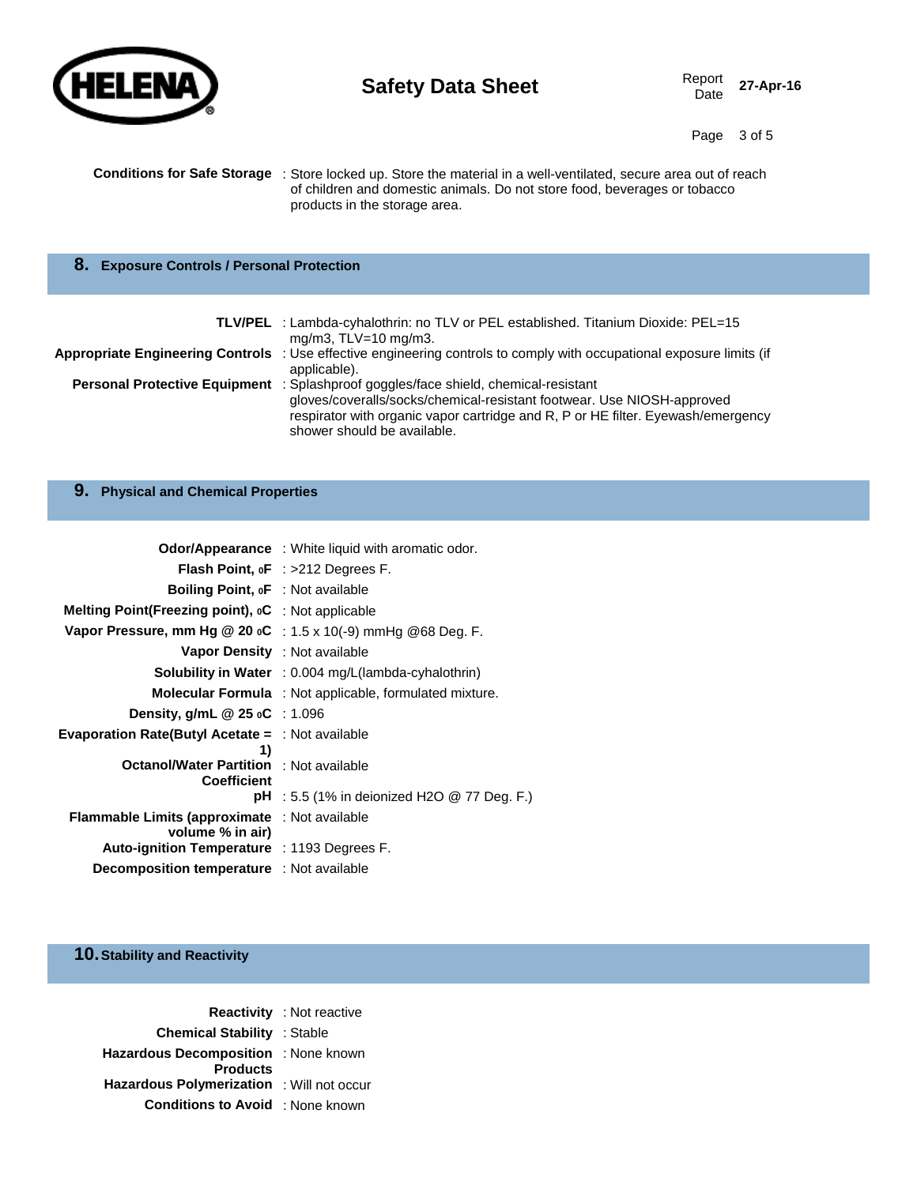**Conditions for Safe Storage** : Store locked up. Store the material in a well-ventilated, secure area out of reach of children and domestic animals. Do not store food, beverages or tobacco products in the storage area.

## 8. Exposure Controls / Personal Protection

**TLV/PEL** : Lambda-cyhalothrin: no TLV or PEL established. Titanium Dioxide: PEL=15 mg/m3, TLV=10 mg/m3.

**Appropriate Engineering Controls** : Use effective engineering controls to comply with occupational exposure limits (if applicable).

**Personal Protective Equipment** : Splashproof goggles/face shield, chemical-resistant gloves/coveralls/socks/chemical-resistant footwear. Use NIOSH-approved respirator with organic vapor cartridge and R, P or HE filter. Eyewash/emergency shower should be available.

## 9. Physical and Chemical Properties

| Property | Value |
|---|---|
| **Odor/Appearance** | White liquid with aromatic odor. |
| **Flash Point, oF** | >212 Degrees F. |
| **Boiling Point, oF** | Not available |
| **Melting Point(Freezing point), oC** | Not applicable |
| **Vapor Pressure, mm Hg @ 20 oC** | 1.5 x 10(-9) mmHg @68 Deg. F. |
| **Vapor Density** | Not available |
| **Solubility in Water** | 0.004 mg/L(lambda-cyhalothrin) |
| **Molecular Formula** | Not applicable, formulated mixture. |
| **Density, g/mL @ 25 oC** | 1.096 |
| **Evaporation Rate(Butyl Acetate = 1)** | Not available |
| **Octanol/Water Partition Coefficient** | Not available |
| **pH** | 5.5 (1% in deionized H2O @ 77 Deg. F.) |
| **Flammable Limits (approximate volume % in air)** | Not available |
| **Auto-ignition Temperature** | 1193 Degrees F. |
| **Decomposition temperature** | Not available |

## 10. Stability and Reactivity

| Property | Value |
|---|---|
| **Reactivity** | Not reactive |
| **Chemical Stability** | Stable |
| **Hazardous Decomposition Products** | None known |
| **Hazardous Polymerization** | Will not occur |
| **Conditions to Avoid** | None known |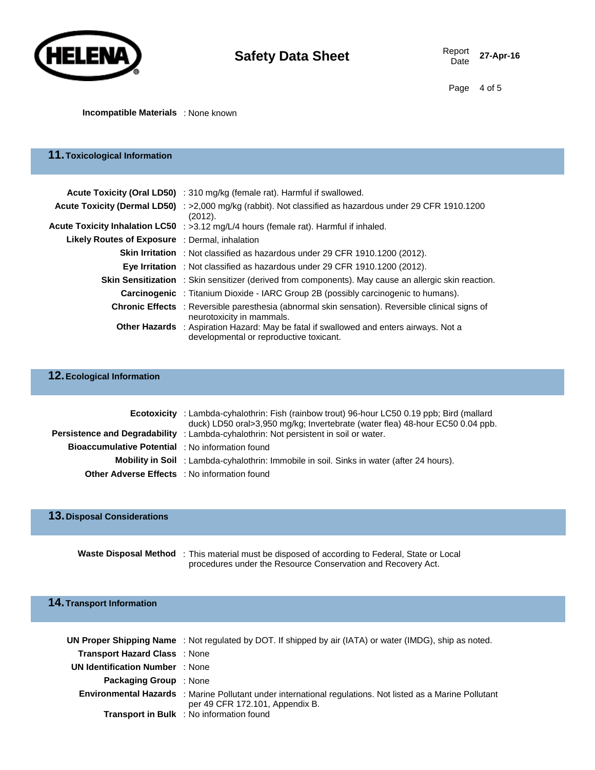**Incompatible Materials** : None known

## 11. Toxicological Information

**Acute Toxicity (Oral LD50)** : 310 mg/kg (female rat). Harmful if swallowed.

**Acute Toxicity (Dermal LD50)** : >2,000 mg/kg (rabbit). Not classified as hazardous under 29 CFR 1910.1200 (2012).

**Acute Toxicity Inhalation LC50** : >3.12 mg/L/4 hours (female rat). Harmful if inhaled.

**Likely Routes of Exposure** : Dermal, inhalation

**Skin Irritation** : Not classified as hazardous under 29 CFR 1910.1200 (2012).

**Eye Irritation** : Not classified as hazardous under 29 CFR 1910.1200 (2012).

**Skin Sensitization** : Skin sensitizer (derived from components). May cause an allergic skin reaction.

**Carcinogenic** : Titanium Dioxide - IARC Group 2B (possibly carcinogenic to humans).

**Chronic Effects** : Reversible paresthesia (abnormal skin sensation). Reversible clinical signs of neurotoxicity in mammals.

**Other Hazards** : Aspiration Hazard: May be fatal if swallowed and enters airways. Not a developmental or reproductive toxicant.

## 12. Ecological Information

**Ecotoxicity** : Lambda-cyhalothrin: Fish (rainbow trout) 96-hour LC50 0.19 ppb; Bird (mallard duck) LD50 oral>3,950 mg/kg; Invertebrate (water flea) 48-hour EC50 0.04 ppb.

**Persistence and Degradability** : Lambda-cyhalothrin: Not persistent in soil or water.

**Bioaccumulative Potential** : No information found

**Mobility in Soil** : Lambda-cyhalothrin: Immobile in soil. Sinks in water (after 24 hours).

**Other Adverse Effects** : No information found

## 13. Disposal Considerations

**Waste Disposal Method** : This material must be disposed of according to Federal, State or Local procedures under the Resource Conservation and Recovery Act.

## 14. Transport Information

**UN Proper Shipping Name** : Not regulated by DOT. If shipped by air (IATA) or water (IMDG), ship as noted.

**Transport Hazard Class** : None

**UN Identification Number** : None

**Packaging Group** : None

**Environmental Hazards** : Marine Pollutant under international regulations. Not listed as a Marine Pollutant per 49 CFR 172.101, Appendix B.

**Transport in Bulk** : No information found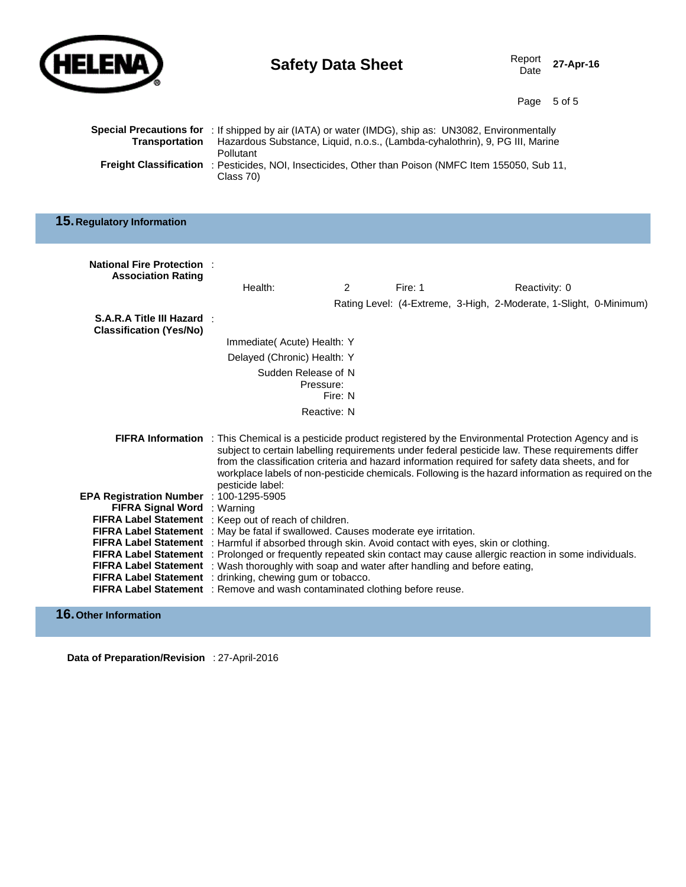**Special Precautions for Transportation** : If shipped by air (IATA) or water (IMDG), ship as: UN3082, Environmentally Hazardous Substance, Liquid, n.o.s., (Lambda-cyhalothrin), 9, PG III, Marine Pollutant

**Freight Classification** : Pesticides, NOI, Insecticides, Other than Poison (NMFC Item 155050, Sub 11, Class 70)

## 15. Regulatory Information

**National Fire Protection Association Rating** :

Health: 2 Fire: 1 Reactivity: 0

Rating Level: (4-Extreme, 3-High, 2-Moderate, 1-Slight, 0-Minimum)

**S.A.R.A Title III Hazard Classification (Yes/No)** :

Immediate( Acute) Health: Y

Delayed (Chronic) Health: Y

Sudden Release of Pressure: N

Fire: N

Reactive: N

**FIFRA Information** : This Chemical is a pesticide product registered by the Environmental Protection Agency and is subject to certain labelling requirements under federal pesticide law. These requirements differ from the classification criteria and hazard information required for safety data sheets, and for workplace labels of non-pesticide chemicals. Following is the hazard information as required on the pesticide label:

**EPA Registration Number** : 100-1295-5905

**FIFRA Signal Word** : Warning

**FIFRA Label Statement** : Keep out of reach of children.

**FIFRA Label Statement** : May be fatal if swallowed. Causes moderate eye irritation.

**FIFRA Label Statement** : Harmful if absorbed through skin. Avoid contact with eyes, skin or clothing.

**FIFRA Label Statement** : Prolonged or frequently repeated skin contact may cause allergic reaction in some individuals.

**FIFRA Label Statement** : Wash thoroughly with soap and water after handling and before eating,

**FIFRA Label Statement** : drinking, chewing gum or tobacco.

**FIFRA Label Statement** : Remove and wash contaminated clothing before reuse.

## 16. Other Information

**Data of Preparation/Revision** : 27-April-2016